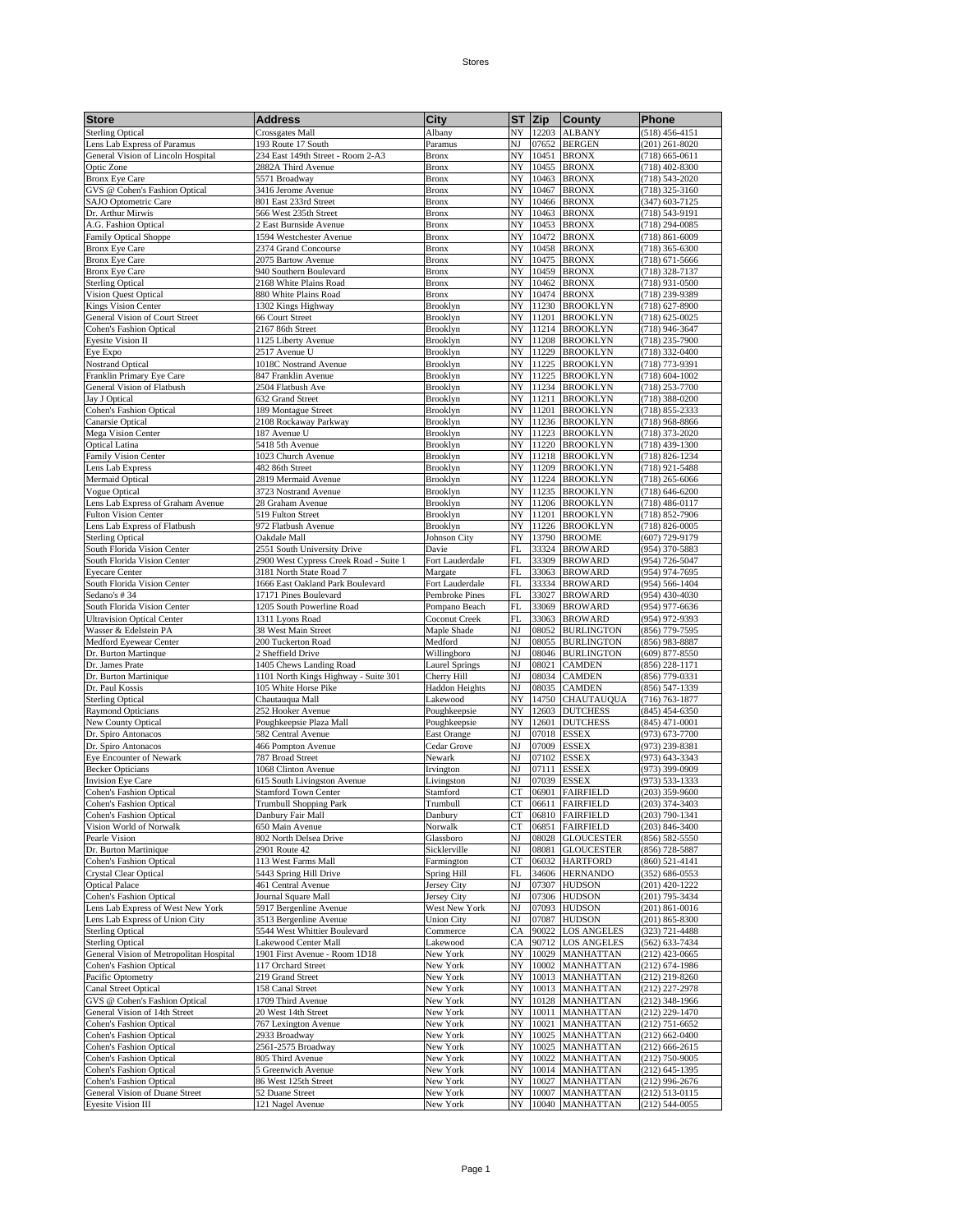| Store | Address | City | ST | Zip | County | Phone |
|---|---|---|---|---|---|---|
| Sterling Optical | Crossgates Mall | Albany | NY | 12203 | ALBANY | (518) 456-4151 |
| Lens Lab Express of Paramus | 193 Route 17 South | Paramus | NJ | 07652 | BERGEN | (201) 261-8020 |
| General Vision of Lincoln Hospital | 234 East 149th Street - Room 2-A3 | Bronx | NY | 10451 | BRONX | (718) 665-0611 |
| Optic Zone | 2882A Third Avenue | Bronx | NY | 10455 | BRONX | (718) 402-8300 |
| Bronx Eye Care | 5571 Broadway | Bronx | NY | 10463 | BRONX | (718) 543-2020 |
| GVS @ Cohen's Fashion Optical | 3416 Jerome Avenue | Bronx | NY | 10467 | BRONX | (718) 325-3160 |
| SAJO Optometric Care | 801 East 233rd Street | Bronx | NY | 10466 | BRONX | (347) 603-7125 |
| Dr. Arthur Mirwis | 566 West 235th Street | Bronx | NY | 10463 | BRONX | (718) 543-9191 |
| A.G. Fashion Optical | 2 East Burnside Avenue | Bronx | NY | 10453 | BRONX | (718) 294-0085 |
| Family Optical Shoppe | 1594 Westchester Avenue | Bronx | NY | 10472 | BRONX | (718) 861-6009 |
| Bronx Eye Care | 2374 Grand Concourse | Bronx | NY | 10458 | BRONX | (718) 365-6300 |
| Bronx Eye Care | 2075 Bartow Avenue | Bronx | NY | 10475 | BRONX | (718) 671-5666 |
| Bronx Eye Care | 940 Southern Boulevard | Bronx | NY | 10459 | BRONX | (718) 328-7137 |
| Sterling Optical | 2168 White Plains Road | Bronx | NY | 10462 | BRONX | (718) 931-0500 |
| Vision Quest Optical | 880 White Plains Road | Bronx | NY | 10474 | BRONX | (718) 239-9389 |
| Kings Vision Center | 1302 Kings Highway | Brooklyn | NY | 11230 | BROOKLYN | (718) 627-8900 |
| General Vision of Court Street | 66 Court Street | Brooklyn | NY | 11201 | BROOKLYN | (718) 625-0025 |
| Cohen's Fashion Optical | 2167 86th Street | Brooklyn | NY | 11214 | BROOKLYN | (718) 946-3647 |
| Eyesite Vision II | 1125 Liberty Avenue | Brooklyn | NY | 11208 | BROOKLYN | (718) 235-7900 |
| Eye Expo | 2517 Avenue U | Brooklyn | NY | 11229 | BROOKLYN | (718) 332-0400 |
| Nostrand Optical | 1018C Nostrand Avenue | Brooklyn | NY | 11225 | BROOKLYN | (718) 773-9391 |
| Franklin Primary Eye Care | 847 Franklin Avenue | Brooklyn | NY | 11225 | BROOKLYN | (718) 604-1002 |
| General Vision of Flatbush | 2504 Flatbush Ave | Brooklyn | NY | 11234 | BROOKLYN | (718) 253-7700 |
| Jay J Optical | 632 Grand Street | Brooklyn | NY | 11211 | BROOKLYN | (718) 388-0200 |
| Cohen's Fashion Optical | 189 Montague Street | Brooklyn | NY | 11201 | BROOKLYN | (718) 855-2333 |
| Canarsie Optical | 2108 Rockaway Parkway | Brooklyn | NY | 11236 | BROOKLYN | (718) 968-8866 |
| Mega Vision Center | 187 Avenue U | Brooklyn | NY | 11223 | BROOKLYN | (718) 373-2020 |
| Optical Latina | 5418 5th Avenue | Brooklyn | NY | 11220 | BROOKLYN | (718) 439-1300 |
| Family Vision Center | 1023 Church Avenue | Brooklyn | NY | 11218 | BROOKLYN | (718) 826-1234 |
| Lens Lab Express | 482 86th Street | Brooklyn | NY | 11209 | BROOKLYN | (718) 921-5488 |
| Mermaid Optical | 2819 Mermaid Avenue | Brooklyn | NY | 11224 | BROOKLYN | (718) 265-6066 |
| Vogue Optical | 3723 Nostrand Avenue | Brooklyn | NY | 11235 | BROOKLYN | (718) 646-6200 |
| Lens Lab Express of Graham Avenue | 28 Graham Avenue | Brooklyn | NY | 11206 | BROOKLYN | (718) 486-0117 |
| Fulton Vision Center | 519 Fulton Street | Brooklyn | NY | 11201 | BROOKLYN | (718) 852-7906 |
| Lens Lab Express of Flatbush | 972 Flatbush Avenue | Brooklyn | NY | 11226 | BROOKLYN | (718) 826-0005 |
| Sterling Optical | Oakdale Mall | Johnson City | NY | 13790 | BROOME | (607) 729-9179 |
| South Florida Vision Center | 2551 South University Drive | Davie | FL | 33324 | BROWARD | (954) 370-5883 |
| South Florida Vision Center | 2900 West Cypress Creek Road - Suite 1 | Fort Lauderdale | FL | 33309 | BROWARD | (954) 726-5047 |
| Eyecare Center | 3181 North State Road 7 | Margate | FL | 33063 | BROWARD | (954) 974-7695 |
| South Florida Vision Center | 1666 East Oakland Park Boulevard | Fort Lauderdale | FL | 33334 | BROWARD | (954) 566-1404 |
| Sedano's # 34 | 17171 Pines Boulevard | Pembroke Pines | FL | 33027 | BROWARD | (954) 430-4030 |
| South Florida Vision Center | 1205 South Powerline Road | Pompano Beach | FL | 33069 | BROWARD | (954) 977-6636 |
| Ultravision Optical Center | 1311 Lyons Road | Coconut Creek | FL | 33063 | BROWARD | (954) 972-9393 |
| Wasser & Edelstein PA | 38 West Main Street | Maple Shade | NJ | 08052 | BURLINGTON | (856) 779-7595 |
| Medford Eyewear Center | 200 Tuckerton Road | Medford | NJ | 08055 | BURLINGTON | (856) 983-8887 |
| Dr. Burton Martinque | 2 Sheffield Drive | Willingboro | NJ | 08046 | BURLINGTON | (609) 877-8550 |
| Dr. James Prate | 1405 Chews Landing Road | Laurel Springs | NJ | 08021 | CAMDEN | (856) 228-1171 |
| Dr. Burton Martinique | 1101 North Kings Highway - Suite 301 | Cherry Hill | NJ | 08034 | CAMDEN | (856) 779-0331 |
| Dr. Paul Kossis | 105 White Horse Pike | Haddon Heights | NJ | 08035 | CAMDEN | (856) 547-1339 |
| Sterling Optical | Chautauqua Mall | Lakewood | NY | 14750 | CHAUTAUQUA | (716) 763-1877 |
| Raymond Opticians | 252 Hooker Avenue | Poughkeepsie | NY | 12603 | DUTCHESS | (845) 454-6350 |
| New County Optical | Poughkeepsie Plaza Mall | Poughkeepsie | NY | 12601 | DUTCHESS | (845) 471-0001 |
| Dr. Spiro Antonacos | 582 Central Avenue | East Orange | NJ | 07018 | ESSEX | (973) 673-7700 |
| Dr. Spiro Antonacos | 466 Pompton Avenue | Cedar Grove | NJ | 07009 | ESSEX | (973) 239-8381 |
| Eye Encounter of Newark | 787 Broad Street | Newark | NJ | 07102 | ESSEX | (973) 643-3343 |
| Becker Opticians | 1068 Clinton Avenue | Irvington | NJ | 07111 | ESSEX | (973) 399-0909 |
| Invision Eye Care | 615 South Livingston Avenue | Livingston | NJ | 07039 | ESSEX | (973) 533-1333 |
| Cohen's Fashion Optical | Stamford Town Center | Stamford | CT | 06901 | FAIRFIELD | (203) 359-9600 |
| Cohen's Fashion Optical | Trumbull Shopping Park | Trumbull | CT | 06611 | FAIRFIELD | (203) 374-3403 |
| Cohen's Fashion Optical | Danbury Fair Mall | Danbury | CT | 06810 | FAIRFIELD | (203) 790-1341 |
| Vision World of Norwalk | 650 Main Avenue | Norwalk | CT | 06851 | FAIRFIELD | (203) 846-3400 |
| Pearle Vision | 802 North Delsea Drive | Glassboro | NJ | 08028 | GLOUCESTER | (856) 582-5550 |
| Dr. Burton Martinique | 2901 Route 42 | Sicklerville | NJ | 08081 | GLOUCESTER | (856) 728-5887 |
| Cohen's Fashion Optical | 113 West Farms Mall | Farmington | CT | 06032 | HARTFORD | (860) 521-4141 |
| Crystal Clear Optical | 5443 Spring Hill Drive | Spring Hill | FL | 34606 | HERNANDO | (352) 686-0553 |
| Optical Palace | 461 Central Avenue | Jersey City | NJ | 07307 | HUDSON | (201) 420-1222 |
| Cohen's Fashion Optical | Journal Square Mall | Jersey City | NJ | 07306 | HUDSON | (201) 795-3434 |
| Lens Lab Express of West New York | 5917 Bergenline Avenue | West New York | NJ | 07093 | HUDSON | (201) 861-0016 |
| Lens Lab Express of Union City | 3513 Bergenline Avenue | Union City | NJ | 07087 | HUDSON | (201) 865-8300 |
| Sterling Optical | 5544 West Whittier Boulevard | Commerce | CA | 90022 | LOS ANGELES | (323) 721-4488 |
| Sterling Optical | Lakewood Center Mall | Lakewood | CA | 90712 | LOS ANGELES | (562) 633-7434 |
| General Vision of Metropolitan Hospital | 1901 First Avenue - Room 1D18 | New York | NY | 10029 | MANHATTAN | (212) 423-0665 |
| Cohen's Fashion Optical | 117 Orchard Street | New York | NY | 10002 | MANHATTAN | (212) 674-1986 |
| Pacific Optometry | 219 Grand Street | New York | NY | 10013 | MANHATTAN | (212) 219-8260 |
| Canal Street Optical | 158 Canal Street | New York | NY | 10013 | MANHATTAN | (212) 227-2978 |
| GVS @ Cohen's Fashion Optical | 1709 Third Avenue | New York | NY | 10128 | MANHATTAN | (212) 348-1966 |
| General Vision of 14th Street | 20 West 14th Street | New York | NY | 10011 | MANHATTAN | (212) 229-1470 |
| Cohen's Fashion Optical | 767 Lexington Avenue | New York | NY | 10021 | MANHATTAN | (212) 751-6652 |
| Cohen's Fashion Optical | 2933 Broadway | New York | NY | 10025 | MANHATTAN | (212) 662-0400 |
| Cohen's Fashion Optical | 2561-2575 Broadway | New York | NY | 10025 | MANHATTAN | (212) 666-2615 |
| Cohen's Fashion Optical | 805 Third Avenue | New York | NY | 10022 | MANHATTAN | (212) 750-9005 |
| Cohen's Fashion Optical | 5 Greenwich Avenue | New York | NY | 10014 | MANHATTAN | (212) 645-1395 |
| Cohen's Fashion Optical | 86 West 125th Street | New York | NY | 10027 | MANHATTAN | (212) 996-2676 |
| General Vision of Duane Street | 52 Duane Street | New York | NY | 10007 | MANHATTAN | (212) 513-0115 |
| Eyesite Vision III | 121 Nagel Avenue | New York | NY | 10040 | MANHATTAN | (212) 544-0055 |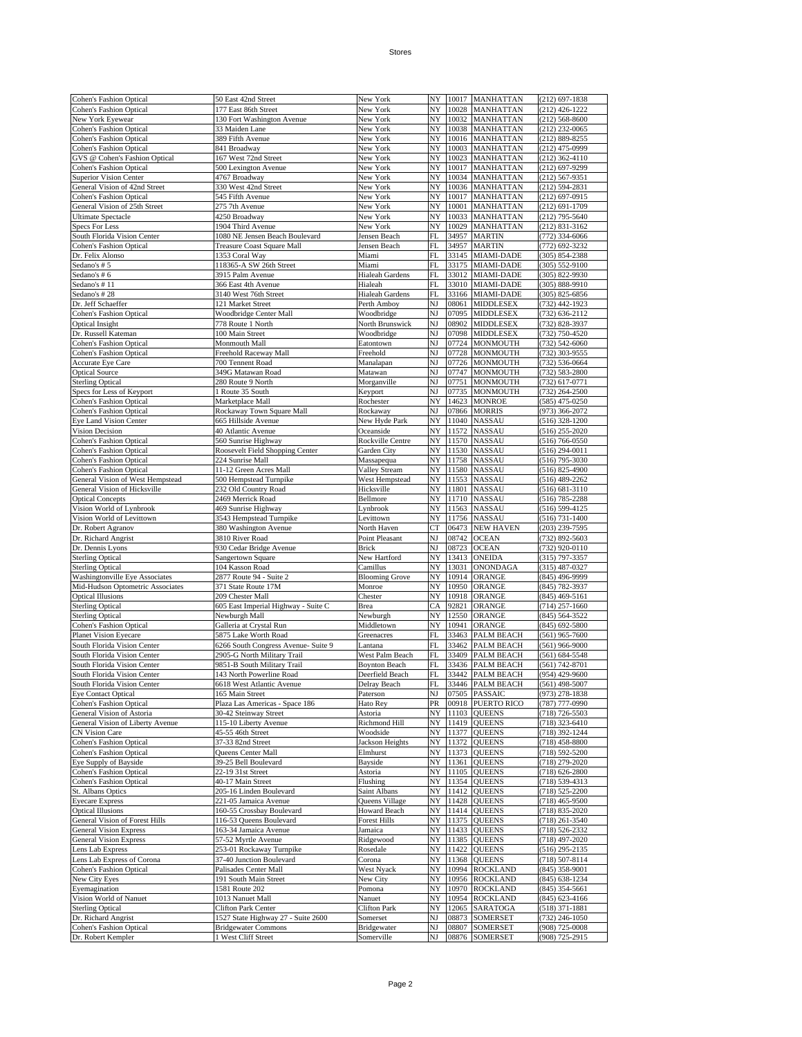| Cohen's Fashion Optical | 50 East 42nd Street | New York | NY | 10017 | MANHATTAN | (212) 697-1838 |
|---|---|---|---|---|---|---|
| Cohen's Fashion Optical | 177 East 86th Street | New York | NY | 10028 | MANHATTAN | (212) 426-1222 |
| New York Eyewear | 130 Fort Washington Avenue | New York | NY | 10032 | MANHATTAN | (212) 568-8600 |
| Cohen's Fashion Optical | 33 Maiden Lane | New York | NY | 10038 | MANHATTAN | (212) 232-0065 |
| Cohen's Fashion Optical | 389 Fifth Avenue | New York | NY | 10016 | MANHATTAN | (212) 889-8255 |
| Cohen's Fashion Optical | 841 Broadway | New York | NY | 10003 | MANHATTAN | (212) 475-0999 |
| GVS @ Cohen's Fashion Optical | 167 West 72nd Street | New York | NY | 10023 | MANHATTAN | (212) 362-4110 |
| Cohen's Fashion Optical | 500 Lexington Avenue | New York | NY | 10017 | MANHATTAN | (212) 697-9299 |
| Superior Vision Center | 4767 Broadway | New York | NY | 10034 | MANHATTAN | (212) 567-9351 |
| General Vision of 42nd Street | 330 West 42nd Street | New York | NY | 10036 | MANHATTAN | (212) 594-2831 |
| Cohen's Fashion Optical | 545 Fifth Avenue | New York | NY | 10017 | MANHATTAN | (212) 697-0915 |
| General Vision of 25th Street | 275 7th Avenue | New York | NY | 10001 | MANHATTAN | (212) 691-1709 |
| Ultimate Spectacle | 4250 Broadway | New York | NY | 10033 | MANHATTAN | (212) 795-5640 |
| Specs For Less | 1904 Third Avenue | New York | NY | 10029 | MANHATTAN | (212) 831-3162 |
| South Florida Vision Center | 1080 NE Jensen Beach Boulevard | Jensen Beach | FL | 34957 | MARTIN | (772) 334-6066 |
| Cohen's Fashion Optical | Treasure Coast Square Mall | Jensen Beach | FL | 34957 | MARTIN | (772) 692-3232 |
| Dr. Felix Alonso | 1353 Coral Way | Miami | FL | 33145 | MIAMI-DADE | (305) 854-2388 |
| Sedano's # 5 | 118365-A SW 26th Street | Miami | FL | 33175 | MIAMI-DADE | (305) 552-9100 |
| Sedano's # 6 | 3915 Palm Avenue | Hialeah Gardens | FL | 33012 | MIAMI-DADE | (305) 822-9930 |
| Sedano's # 11 | 366 East 4th Avenue | Hialeah | FL | 33010 | MIAMI-DADE | (305) 888-9910 |
| Sedano's # 28 | 3140 West 76th Street | Hialeah Gardens | FL | 33166 | MIAMI-DADE | (305) 825-6856 |
| Dr. Jeff Schaeffer | 121 Market Street | Perth Amboy | NJ | 08061 | MIDDLESEX | (732) 442-1923 |
| Cohen's Fashion Optical | Woodbridge Center Mall | Woodbridge | NJ | 07095 | MIDDLESEX | (732) 636-2112 |
| Optical Insight | 778 Route 1 North | North Brunswick | NJ | 08902 | MIDDLESEX | (732) 828-3937 |
| Dr. Russell Kateman | 100 Main Street | Woodbridge | NJ | 07098 | MIDDLESEX | (732) 750-4520 |
| Cohen's Fashion Optical | Monmouth Mall | Eatontown | NJ | 07724 | MONMOUTH | (732) 542-6060 |
| Cohen's Fashion Optical | Freehold Raceway Mall | Freehold | NJ | 07728 | MONMOUTH | (732) 303-9555 |
| Accurate Eye Care | 700 Tennent Road | Manalapan | NJ | 07726 | MONMOUTH | (732) 536-0664 |
| Optical Source | 349G Matawan Road | Matawan | NJ | 07747 | MONMOUTH | (732) 583-2800 |
| Sterling Optical | 280 Route 9 North | Morganville | NJ | 07751 | MONMOUTH | (732) 617-0771 |
| Specs for Less of Keyport | 1 Route 35 South | Keyport | NJ | 07735 | MONMOUTH | (732) 264-2500 |
| Cohen's Fashion Optical | Marketplace Mall | Rochester | NY | 14623 | MONROE | (585) 475-0250 |
| Cohen's Fashion Optical | Rockaway Town Square Mall | Rockaway | NJ | 07866 | MORRIS | (973) 366-2072 |
| Eye Land Vision Center | 665 Hillside Avenue | New Hyde Park | NY | 11040 | NASSAU | (516) 328-1200 |
| Vision Decision | 40 Atlantic Avenue | Oceanside | NY | 11572 | NASSAU | (516) 255-2020 |
| Cohen's Fashion Optical | 560 Sunrise Highway | Rockville Centre | NY | 11570 | NASSAU | (516) 766-0550 |
| Cohen's Fashion Optical | Roosevelt Field Shopping Center | Garden City | NY | 11530 | NASSAU | (516) 294-0011 |
| Cohen's Fashion Optical | 224 Sunrise Mall | Massapequa | NY | 11758 | NASSAU | (516) 795-3030 |
| Cohen's Fashion Optical | 11-12 Green Acres Mall | Valley Stream | NY | 11580 | NASSAU | (516) 825-4900 |
| General Vision of West Hempstead | 500 Hempstead Turnpike | West Hempstead | NY | 11553 | NASSAU | (516) 489-2262 |
| General Vision of Hicksville | 232 Old Country Road | Hicksville | NY | 11801 | NASSAU | (516) 681-3110 |
| Optical Concepts | 2469 Merrick Road | Bellmore | NY | 11710 | NASSAU | (516) 785-2288 |
| Vision World of Lynbrook | 469 Sunrise Highway | Lynbrook | NY | 11563 | NASSAU | (516) 599-4125 |
| Vision World of Levittown | 3543 Hempstead Turnpike | Levittown | NY | 11756 | NASSAU | (516) 731-1400 |
| Dr. Robert Agranov | 380 Washington Avenue | North Haven | CT | 06473 | NEW HAVEN | (203) 239-7595 |
| Dr. Richard Angrist | 3810 River Road | Point Pleasant | NJ | 08742 | OCEAN | (732) 892-5603 |
| Dr. Dennis Lyons | 930 Cedar Bridge Avenue | Brick | NJ | 08723 | OCEAN | (732) 920-0110 |
| Sterling Optical | Sangertown Square | New Hartford | NY | 13413 | ONEIDA | (315) 797-3357 |
| Sterling Optical | 104 Kasson Road | Camillus | NY | 13031 | ONONDAGA | (315) 487-0327 |
| Washingtonville Eye Associates | 2877 Route 94 - Suite 2 | Blooming Grove | NY | 10914 | ORANGE | (845) 496-9999 |
| Mid-Hudson Optometric Associates | 371 State Route 17M | Monroe | NY | 10950 | ORANGE | (845) 782-3937 |
| Optical Illusions | 209 Chester Mall | Chester | NY | 10918 | ORANGE | (845) 469-5161 |
| Sterling Optical | 605 East Imperial Highway - Suite C | Brea | CA | 92821 | ORANGE | (714) 257-1660 |
| Sterling Optical | Newburgh Mall | Newburgh | NY | 12550 | ORANGE | (845) 564-3522 |
| Cohen's Fashion Optical | Galleria at Crystal Run | Middletown | NY | 10941 | ORANGE | (845) 692-5800 |
| Planet Vision Eyecare | 5875 Lake Worth Road | Greenacres | FL | 33463 | PALM BEACH | (561) 965-7600 |
| South Florida Vision Center | 6266 South Congress Avenue- Suite 9 | Lantana | FL | 33462 | PALM BEACH | (561) 966-9000 |
| South Florida Vision Center | 2905-G North Military Trail | West Palm Beach | FL | 33409 | PALM BEACH | (561) 684-5548 |
| South Florida Vision Center | 9851-B South Military Trail | Boynton Beach | FL | 33436 | PALM BEACH | (561) 742-8701 |
| South Florida Vision Center | 143 North Powerline Road | Deerfield Beach | FL | 33442 | PALM BEACH | (954) 429-9600 |
| South Florida Vision Center | 6618 West Atlantic Avenue | Delray Beach | FL | 33446 | PALM BEACH | (561) 498-5007 |
| Eye Contact Optical | 165 Main Street | Paterson | NJ | 07505 | PASSAIC | (973) 278-1838 |
| Cohen's Fashion Optical | Plaza Las Americas - Space 186 | Hato Rey | PR | 00918 | PUERTO RICO | (787) 777-0990 |
| General Vision of Astoria | 30-42 Steinway Street | Astoria | NY | 11103 | QUEENS | (718) 726-5503 |
| General Vision of Liberty Avenue | 115-10 Liberty Avenue | Richmond Hill | NY | 11419 | QUEENS | (718) 323-6410 |
| CN Vision Care | 45-55 46th Street | Woodside | NY | 11377 | QUEENS | (718) 392-1244 |
| Cohen's Fashion Optical | 37-33 82nd Street | Jackson Heights | NY | 11372 | QUEENS | (718) 458-8800 |
| Cohen's Fashion Optical | Queens Center Mall | Elmhurst | NY | 11373 | QUEENS | (718) 592-5200 |
| Eye Supply of Bayside | 39-25 Bell Boulevard | Bayside | NY | 11361 | QUEENS | (718) 279-2020 |
| Cohen's Fashion Optical | 22-19 31st Street | Astoria | NY | 11105 | QUEENS | (718) 626-2800 |
| Cohen's Fashion Optical | 40-17 Main Street | Flushing | NY | 11354 | QUEENS | (718) 539-4313 |
| St. Albans Optics | 205-16 Linden Boulevard | Saint Albans | NY | 11412 | QUEENS | (718) 525-2200 |
| Eyecare Express | 221-05 Jamaica Avenue | Queens Village | NY | 11428 | QUEENS | (718) 465-9500 |
| Optical Illusions | 160-55 Crossbay Boulevard | Howard Beach | NY | 11414 | QUEENS | (718) 835-2020 |
| General Vision of Forest Hills | 116-53 Queens Boulevard | Forest Hills | NY | 11375 | QUEENS | (718) 261-3540 |
| General Vision Express | 163-34 Jamaica Avenue | Jamaica | NY | 11433 | QUEENS | (718) 526-2332 |
| General Vision Express | 57-52 Myrtle Avenue | Ridgewood | NY | 11385 | QUEENS | (718) 497-2020 |
| Lens Lab Express | 253-01 Rockaway Turnpike | Rosedale | NY | 11422 | QUEENS | (516) 295-2135 |
| Lens Lab Express of Corona | 37-40 Junction Boulevard | Corona | NY | 11368 | QUEENS | (718) 507-8114 |
| Cohen's Fashion Optical | Palisades Center Mall | West Nyack | NY | 10994 | ROCKLAND | (845) 358-9001 |
| New City Eyes | 191 South Main Street | New City | NY | 10956 | ROCKLAND | (845) 638-1234 |
| Eyemagination | 1581 Route 202 | Pomona | NY | 10970 | ROCKLAND | (845) 354-5661 |
| Vision World of Nanuet | 1013 Nanuet Mall | Nanuet | NY | 10954 | ROCKLAND | (845) 623-4166 |
| Sterling Optical | Clifton Park Center | Clifton Park | NY | 12065 | SARATOGA | (518) 371-1881 |
| Dr. Richard Angrist | 1527 State Highway 27 - Suite 2600 | Somerset | NJ | 08873 | SOMERSET | (732) 246-1050 |
| Cohen's Fashion Optical | Bridgewater Commons | Bridgewater | NJ | 08807 | SOMERSET | (908) 725-0008 |
| Dr. Robert Kempler | 1 West Cliff Street | Somerville | NJ | 08876 | SOMERSET | (908) 725-2915 |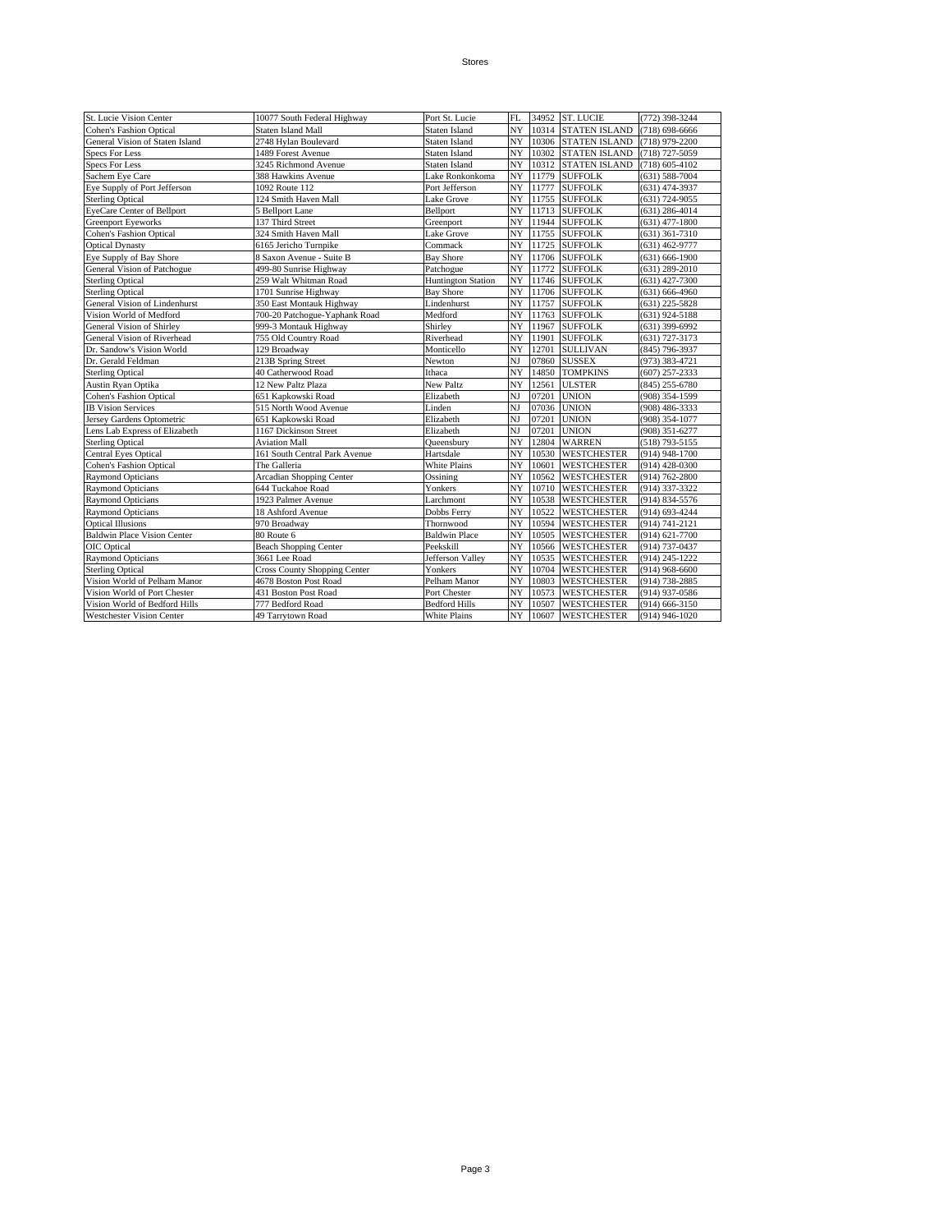| | | | | | | |
|---|---|---|---|---|---|---|
| St. Lucie Vision Center | 10077 South Federal Highway | Port St. Lucie | FL | 34952 | ST. LUCIE | (772) 398-3244 |
| Cohen's Fashion Optical | Staten Island Mall | Staten Island | NY | 10314 | STATEN ISLAND | (718) 698-6666 |
| General Vision of Staten Island | 2748 Hylan Boulevard | Staten Island | NY | 10306 | STATEN ISLAND | (718) 979-2200 |
| Specs For Less | 1489 Forest Avenue | Staten Island | NY | 10302 | STATEN ISLAND | (718) 727-5059 |
| Specs For Less | 3245 Richmond Avenue | Staten Island | NY | 10312 | STATEN ISLAND | (718) 605-4102 |
| Sachem Eye Care | 388 Hawkins Avenue | Lake Ronkonkoma | NY | 11779 | SUFFOLK | (631) 588-7004 |
| Eye Supply of Port Jefferson | 1092 Route 112 | Port Jefferson | NY | 11777 | SUFFOLK | (631) 474-3937 |
| Sterling Optical | 124 Smith Haven Mall | Lake Grove | NY | 11755 | SUFFOLK | (631) 724-9055 |
| EyeCare Center of Bellport | 5 Bellport Lane | Bellport | NY | 11713 | SUFFOLK | (631) 286-4014 |
| Greenport Eyeworks | 137 Third Street | Greenport | NY | 11944 | SUFFOLK | (631) 477-1800 |
| Cohen's Fashion Optical | 324 Smith Haven Mall | Lake Grove | NY | 11755 | SUFFOLK | (631) 361-7310 |
| Optical Dynasty | 6165 Jericho Turnpike | Commack | NY | 11725 | SUFFOLK | (631) 462-9777 |
| Eye Supply of Bay Shore | 8 Saxon Avenue - Suite B | Bay Shore | NY | 11706 | SUFFOLK | (631) 666-1900 |
| General Vision of Patchogue | 499-80 Sunrise Highway | Patchogue | NY | 11772 | SUFFOLK | (631) 289-2010 |
| Sterling Optical | 259 Walt Whitman Road | Huntington Station | NY | 11746 | SUFFOLK | (631) 427-7300 |
| Sterling Optical | 1701 Sunrise Highway | Bay Shore | NY | 11706 | SUFFOLK | (631) 666-4960 |
| General Vision of Lindenhurst | 350 East Montauk Highway | Lindenhurst | NY | 11757 | SUFFOLK | (631) 225-5828 |
| Vision World of Medford | 700-20 Patchogue-Yaphank Road | Medford | NY | 11763 | SUFFOLK | (631) 924-5188 |
| General Vision of Shirley | 999-3 Montauk Highway | Shirley | NY | 11967 | SUFFOLK | (631) 399-6992 |
| General Vision of Riverhead | 755 Old Country Road | Riverhead | NY | 11901 | SUFFOLK | (631) 727-3173 |
| Dr. Sandow's Vision World | 129 Broadway | Monticello | NY | 12701 | SULLIVAN | (845) 796-3937 |
| Dr. Gerald Feldman | 213B Spring Street | Newton | NJ | 07860 | SUSSEX | (973) 383-4721 |
| Sterling Optical | 40 Catherwood Road | Ithaca | NY | 14850 | TOMPKINS | (607) 257-2333 |
| Austin Ryan Optika | 12 New Paltz Plaza | New Paltz | NY | 12561 | ULSTER | (845) 255-6780 |
| Cohen's Fashion Optical | 651 Kapkowski Road | Elizabeth | NJ | 07201 | UNION | (908) 354-1599 |
| IB Vision Services | 515 North Wood Avenue | Linden | NJ | 07036 | UNION | (908) 486-3333 |
| Jersey Gardens Optometric | 651 Kapkowski Road | Elizabeth | NJ | 07201 | UNION | (908) 354-1077 |
| Lens Lab Express of Elizabeth | 1167 Dickinson Street | Elizabeth | NJ | 07201 | UNION | (908) 351-6277 |
| Sterling Optical | Aviation Mall | Queensbury | NY | 12804 | WARREN | (518) 793-5155 |
| Central Eyes Optical | 161 South Central Park Avenue | Hartsdale | NY | 10530 | WESTCHESTER | (914) 948-1700 |
| Cohen's Fashion Optical | The Galleria | White Plains | NY | 10601 | WESTCHESTER | (914) 428-0300 |
| Raymond Opticians | Arcadian Shopping Center | Ossining | NY | 10562 | WESTCHESTER | (914) 762-2800 |
| Raymond Opticians | 644 Tuckahoe Road | Yonkers | NY | 10710 | WESTCHESTER | (914) 337-3322 |
| Raymond Opticians | 1923 Palmer Avenue | Larchmont | NY | 10538 | WESTCHESTER | (914) 834-5576 |
| Raymond Opticians | 18 Ashford Avenue | Dobbs Ferry | NY | 10522 | WESTCHESTER | (914) 693-4244 |
| Optical Illusions | 970 Broadway | Thornwood | NY | 10594 | WESTCHESTER | (914) 741-2121 |
| Baldwin Place Vision Center | 80 Route 6 | Baldwin Place | NY | 10505 | WESTCHESTER | (914) 621-7700 |
| OIC Optical | Beach Shopping Center | Peekskill | NY | 10566 | WESTCHESTER | (914) 737-0437 |
| Raymond Opticians | 3661 Lee Road | Jefferson Valley | NY | 10535 | WESTCHESTER | (914) 245-1222 |
| Sterling Optical | Cross County Shopping Center | Yonkers | NY | 10704 | WESTCHESTER | (914) 968-6600 |
| Vision World of Pelham Manor | 4678 Boston Post Road | Pelham Manor | NY | 10803 | WESTCHESTER | (914) 738-2885 |
| Vision World of Port Chester | 431 Boston Post Road | Port Chester | NY | 10573 | WESTCHESTER | (914) 937-0586 |
| Vision World of Bedford Hills | 777 Bedford Road | Bedford Hills | NY | 10507 | WESTCHESTER | (914) 666-3150 |
| Westchester Vision Center | 49 Tarrytown Road | White Plains | NY | 10607 | WESTCHESTER | (914) 946-1020 |